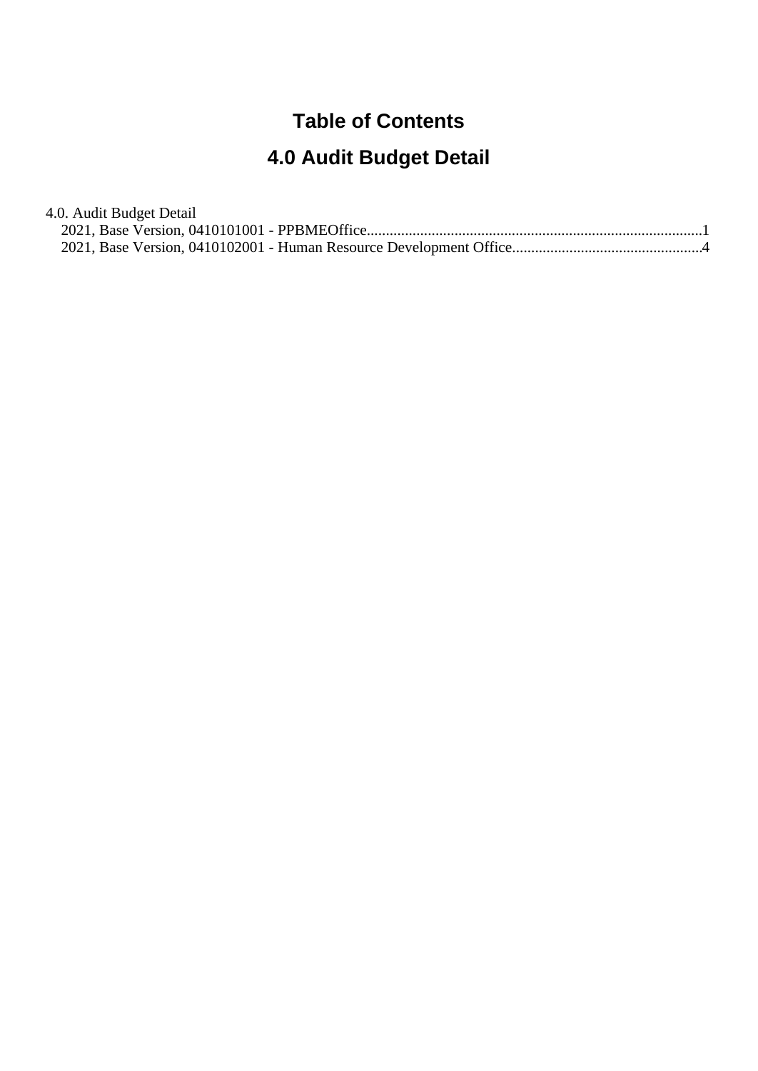# Table of Contents

# 4.0 Audit Budget Detail

4.0. Audit Budget Detail

- 2021, Base Version, 0410101001 - PPBMEOffice.......................................................................................1
- 2021, Base Version, 0410102001 - Human Resource Development Office.................................................4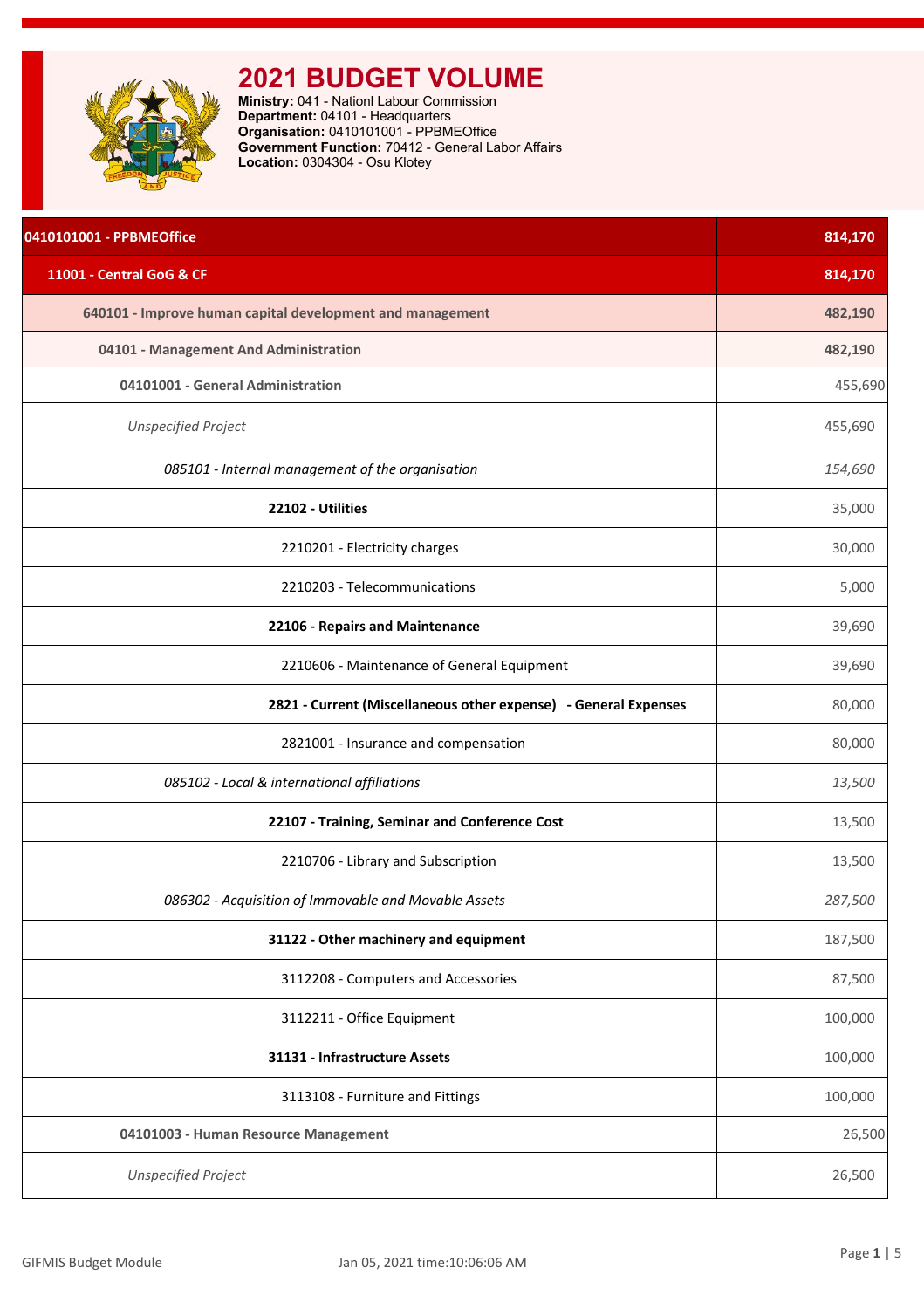# 2021 BUDGET VOLUME

**Ministry:** 041 - Nationl Labour Commission
**Department:** 04101 - Headquarters
**Organisation:** 0410101001 - PPBMEOffice
**Government Function:** 70412 - General Labor Affairs
**Location:** 0304304 - Osu Klotey

| Item | Amount |
|---|---|
| **0410101001 - PPBMEOffice** | **814,170** |
| **11001 - Central GoG & CF** | **814,170** |
| **640101 - Improve human capital development and management** | **482,190** |
| **04101 - Management And Administration** | **482,190** |
| **04101001 - General Administration** | 455,690 |
| *Unspecified Project* | 455,690 |
| *085101 - Internal management of the organisation* | *154,690* |
| **22102 - Utilities** | 35,000 |
| 2210201 - Electricity charges | 30,000 |
| 2210203 - Telecommunications | 5,000 |
| **22106 - Repairs and Maintenance** | 39,690 |
| 2210606 - Maintenance of General Equipment | 39,690 |
| **2821 - Current (Miscellaneous other expense) - General Expenses** | 80,000 |
| 2821001 - Insurance and compensation | 80,000 |
| *085102 - Local & international affiliations* | *13,500* |
| **22107 - Training, Seminar and Conference Cost** | 13,500 |
| 2210706 - Library and Subscription | 13,500 |
| *086302 - Acquisition of Immovable and Movable Assets* | *287,500* |
| **31122 - Other machinery and equipment** | 187,500 |
| 3112208 - Computers and Accessories | 87,500 |
| 3112211 - Office Equipment | 100,000 |
| **31131 - Infrastructure Assets** | 100,000 |
| 3113108 - Furniture and Fittings | 100,000 |
| **04101003 - Human Resource Management** | 26,500 |
| *Unspecified Project* | 26,500 |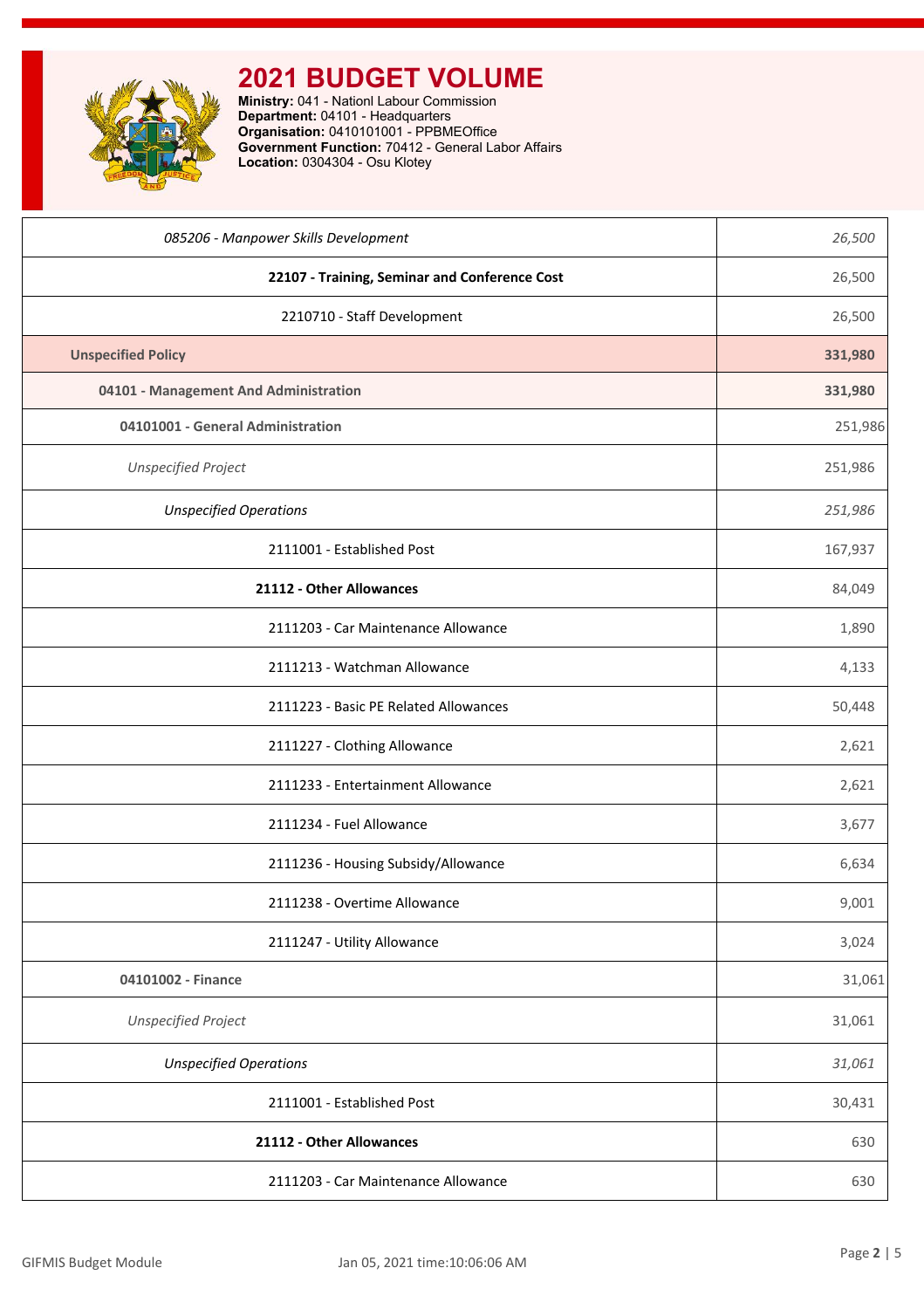# 2021 BUDGET VOLUME

**Ministry:** 041 - Nationl Labour Commission
**Department:** 04101 - Headquarters
**Organisation:** 0410101001 - PPBMEOffice
**Government Function:** 70412 - General Labor Affairs
**Location:** 0304304 - Osu Klotey

| | |
|---|---|
| *085206 - Manpower Skills Development* | *26,500* |
| **22107 - Training, Seminar and Conference Cost** | 26,500 |
| 2210710 - Staff Development | 26,500 |
| **Unspecified Policy** | **331,980** |
| **04101 - Management And Administration** | **331,980** |
| **04101001 - General Administration** | 251,986 |
| *Unspecified Project* | 251,986 |
| *Unspecified Operations* | *251,986* |
| 2111001 - Established Post | 167,937 |
| **21112 - Other Allowances** | 84,049 |
| 2111203 - Car Maintenance Allowance | 1,890 |
| 2111213 - Watchman Allowance | 4,133 |
| 2111223 - Basic PE Related Allowances | 50,448 |
| 2111227 - Clothing Allowance | 2,621 |
| 2111233 - Entertainment Allowance | 2,621 |
| 2111234 - Fuel Allowance | 3,677 |
| 2111236 - Housing Subsidy/Allowance | 6,634 |
| 2111238 - Overtime Allowance | 9,001 |
| 2111247 - Utility Allowance | 3,024 |
| **04101002 - Finance** | 31,061 |
| *Unspecified Project* | 31,061 |
| *Unspecified Operations* | *31,061* |
| 2111001 - Established Post | 30,431 |
| **21112 - Other Allowances** | 630 |
| 2111203 - Car Maintenance Allowance | 630 |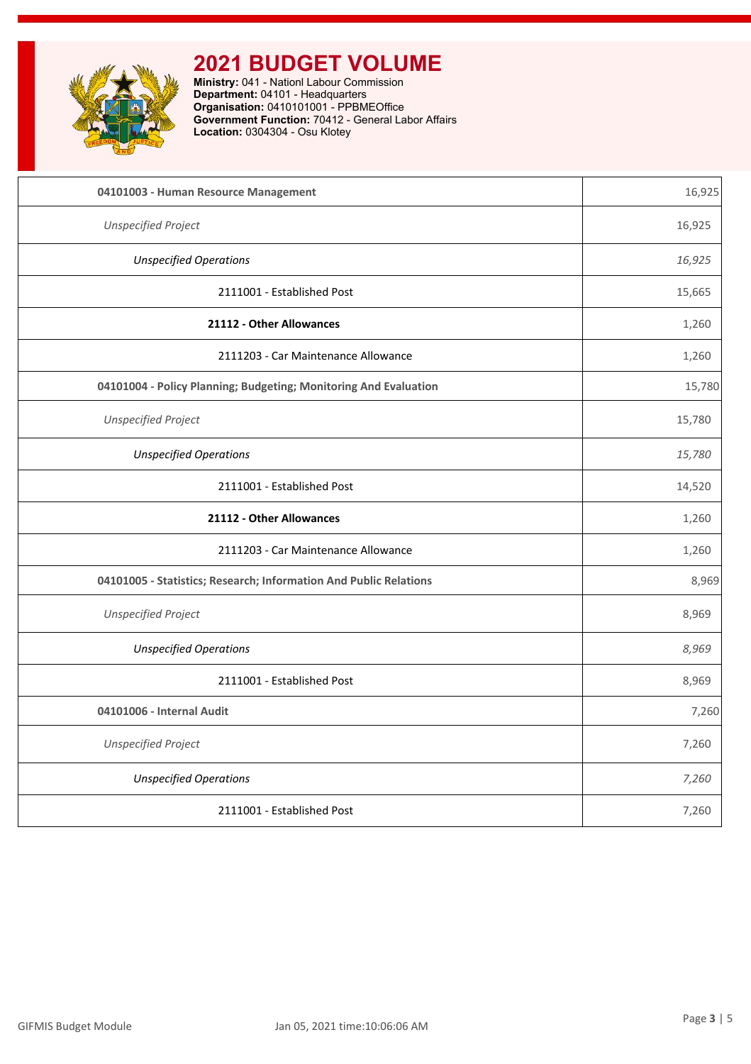# 2021 BUDGET VOLUME

**Ministry:** 041 - Nationl Labour Commission
**Department:** 04101 - Headquarters
**Organisation:** 0410101001 - PPBMEOffice
**Government Function:** 70412 - General Labor Affairs
**Location:** 0304304 - Osu Klotey

| | |
|---|---|
| **04101003 - Human Resource Management** | 16,925 |
| *Unspecified Project* | 16,925 |
| *Unspecified Operations* | *16,925* |
| 2111001 - Established Post | 15,665 |
| **21112 - Other Allowances** | 1,260 |
| 2111203 - Car Maintenance Allowance | 1,260 |
| **04101004 - Policy Planning; Budgeting; Monitoring And Evaluation** | 15,780 |
| *Unspecified Project* | 15,780 |
| *Unspecified Operations* | *15,780* |
| 2111001 - Established Post | 14,520 |
| **21112 - Other Allowances** | 1,260 |
| 2111203 - Car Maintenance Allowance | 1,260 |
| **04101005 - Statistics; Research; Information And Public Relations** | 8,969 |
| *Unspecified Project* | 8,969 |
| *Unspecified Operations* | *8,969* |
| 2111001 - Established Post | 8,969 |
| **04101006 - Internal Audit** | 7,260 |
| *Unspecified Project* | 7,260 |
| *Unspecified Operations* | *7,260* |
| 2111001 - Established Post | 7,260 |

GIFMIS Budget Module Jan 05, 2021 time:10:06:06 AM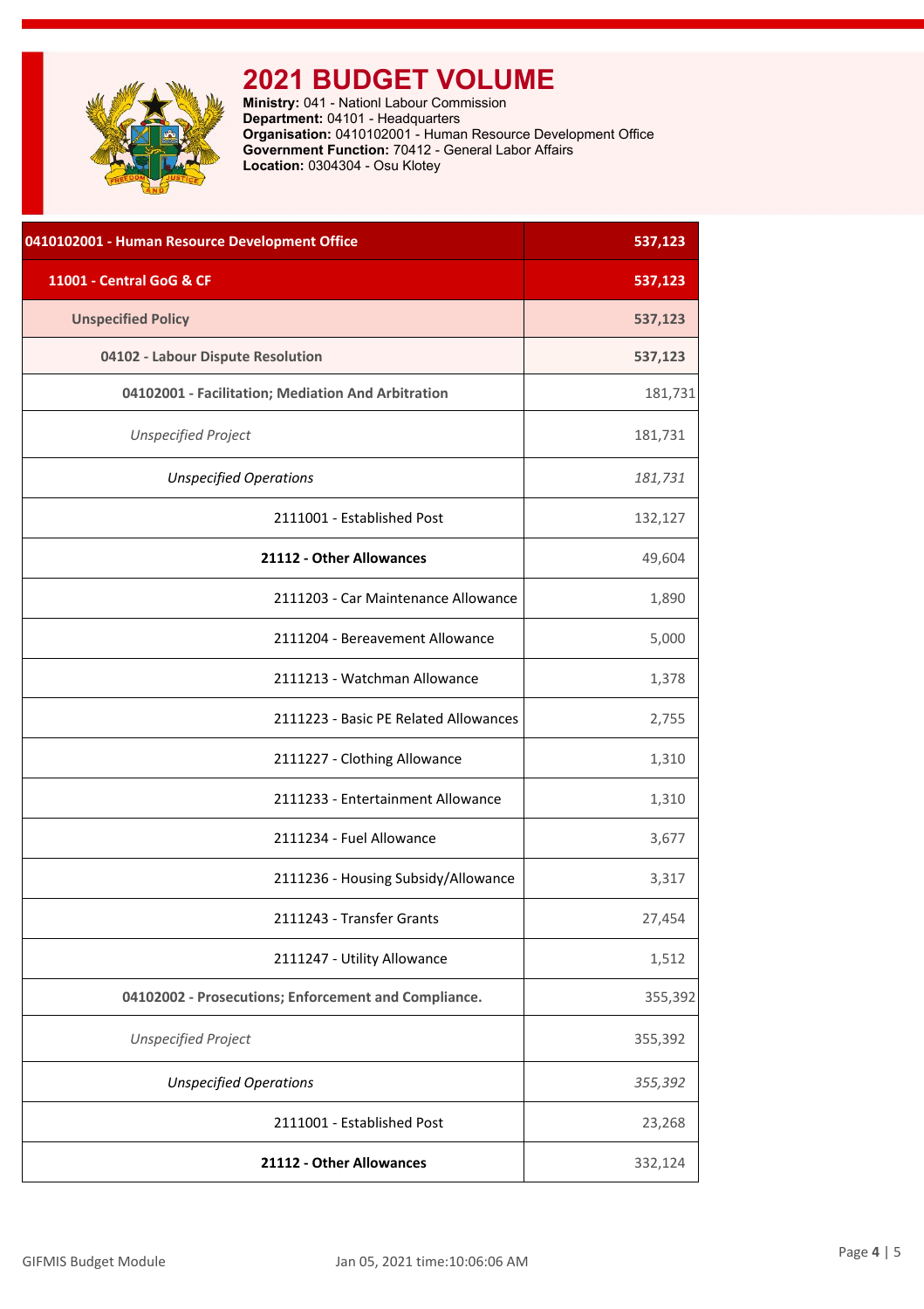# 2021 BUDGET VOLUME

**Ministry:** 041 - Nationl Labour Commission
**Department:** 04101 - Headquarters
**Organisation:** 0410102001 - Human Resource Development Office
**Government Function:** 70412 - General Labor Affairs
**Location:** 0304304 - Osu Klotey

| 0410102001 - Human Resource Development Office | 537,123 |
|---|---|
| **11001 - Central GoG & CF** | **537,123** |
| **Unspecified Policy** | **537,123** |
| **04102 - Labour Dispute Resolution** | **537,123** |
| **04102001 - Facilitation; Mediation And Arbitration** | 181,731 |
| *Unspecified Project* | 181,731 |
| *Unspecified Operations* | *181,731* |
| 2111001 - Established Post | 132,127 |
| **21112 - Other Allowances** | 49,604 |
| 2111203 - Car Maintenance Allowance | 1,890 |
| 2111204 - Bereavement Allowance | 5,000 |
| 2111213 - Watchman Allowance | 1,378 |
| 2111223 - Basic PE Related Allowances | 2,755 |
| 2111227 - Clothing Allowance | 1,310 |
| 2111233 - Entertainment Allowance | 1,310 |
| 2111234 - Fuel Allowance | 3,677 |
| 2111236 - Housing Subsidy/Allowance | 3,317 |
| 2111243 - Transfer Grants | 27,454 |
| 2111247 - Utility Allowance | 1,512 |
| **04102002 - Prosecutions; Enforcement and Compliance.** | 355,392 |
| *Unspecified Project* | 355,392 |
| *Unspecified Operations* | *355,392* |
| 2111001 - Established Post | 23,268 |
| **21112 - Other Allowances** | 332,124 |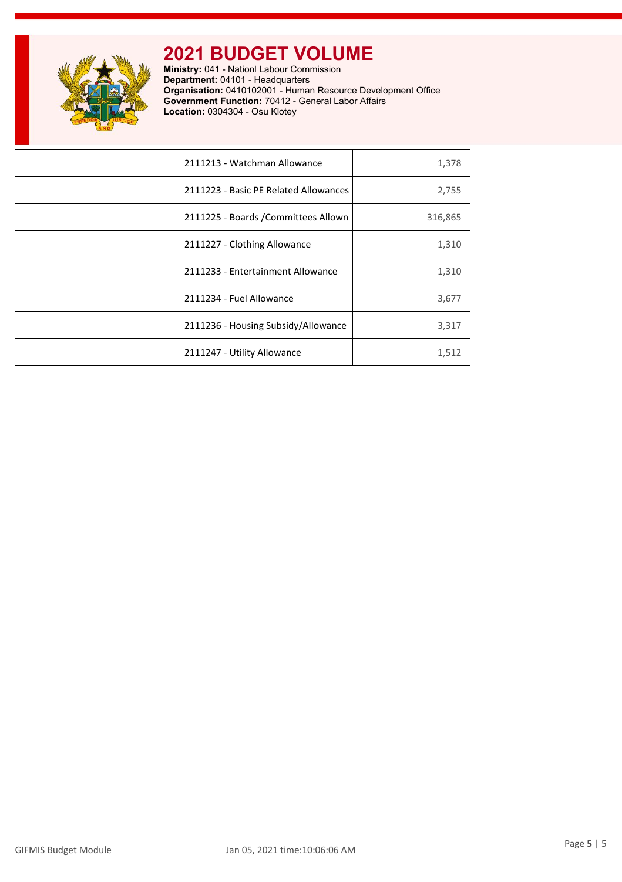# 2021 BUDGET VOLUME

**Ministry:** 041 - Nationl Labour Commission
**Department:** 04101 - Headquarters
**Organisation:** 0410102001 - Human Resource Development Office
**Government Function:** 70412 - General Labor Affairs
**Location:** 0304304 - Osu Klotey

| | |
|---|---|
| 2111213 - Watchman Allowance | 1,378 |
| 2111223 - Basic PE Related Allowances | 2,755 |
| 2111225 - Boards /Committees Allown | 316,865 |
| 2111227 - Clothing Allowance | 1,310 |
| 2111233 - Entertainment Allowance | 1,310 |
| 2111234 - Fuel Allowance | 3,677 |
| 2111236 - Housing Subsidy/Allowance | 3,317 |
| 2111247 - Utility Allowance | 1,512 |

GIFMIS Budget Module    Jan 05, 2021 time:10:06:06 AM